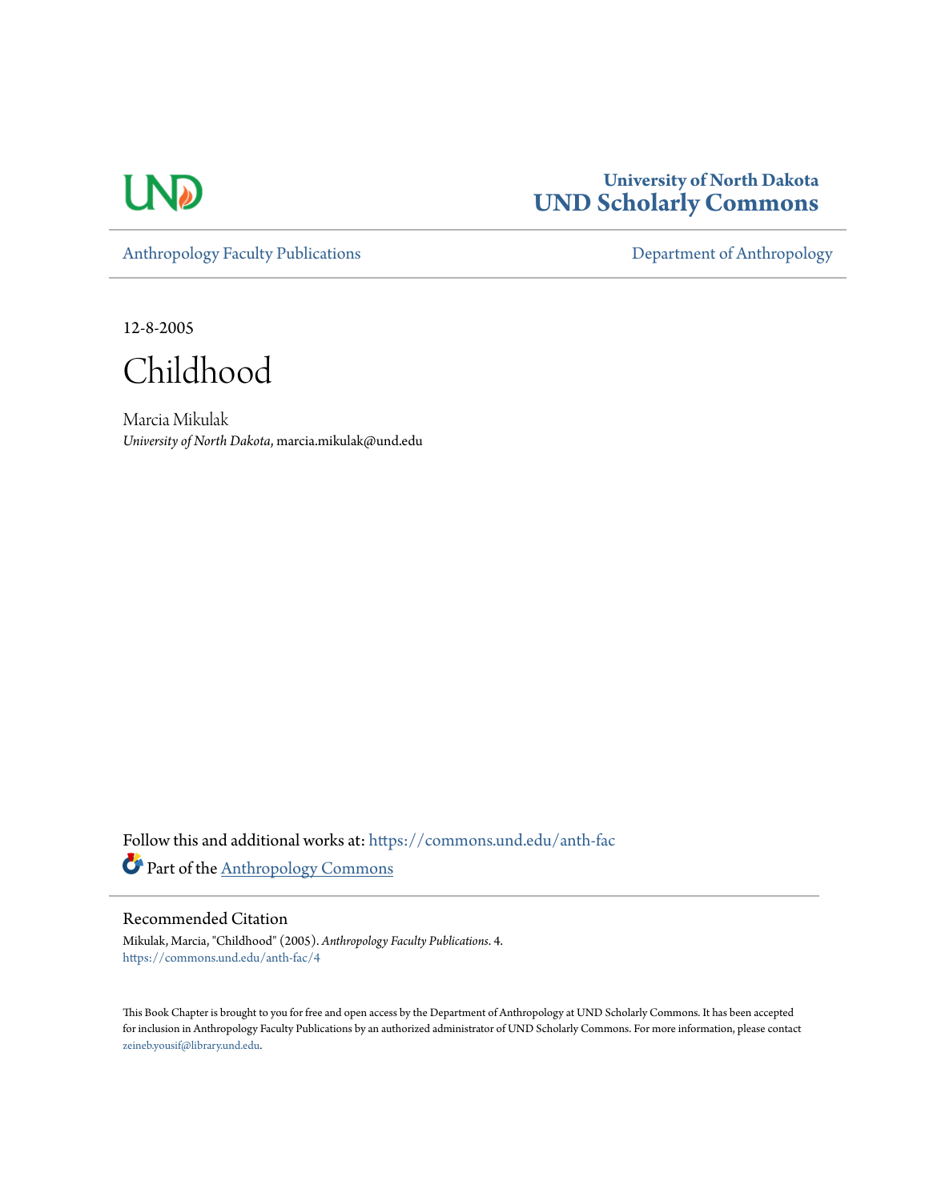University of North Dakota
UND Scholarly Commons

Anthropology Faculty Publications | Department of Anthropology

12-8-2005

# Childhood

Marcia Mikulak
*University of North Dakota*, marcia.mikulak@und.edu

Follow this and additional works at: https://commons.und.edu/anth-fac

Part of the Anthropology Commons

## Recommended Citation

Mikulak, Marcia, "Childhood" (2005). *Anthropology Faculty Publications*. 4.
https://commons.und.edu/anth-fac/4

This Book Chapter is brought to you for free and open access by the Department of Anthropology at UND Scholarly Commons. It has been accepted for inclusion in Anthropology Faculty Publications by an authorized administrator of UND Scholarly Commons. For more information, please contact zeineb.yousif@library.und.edu.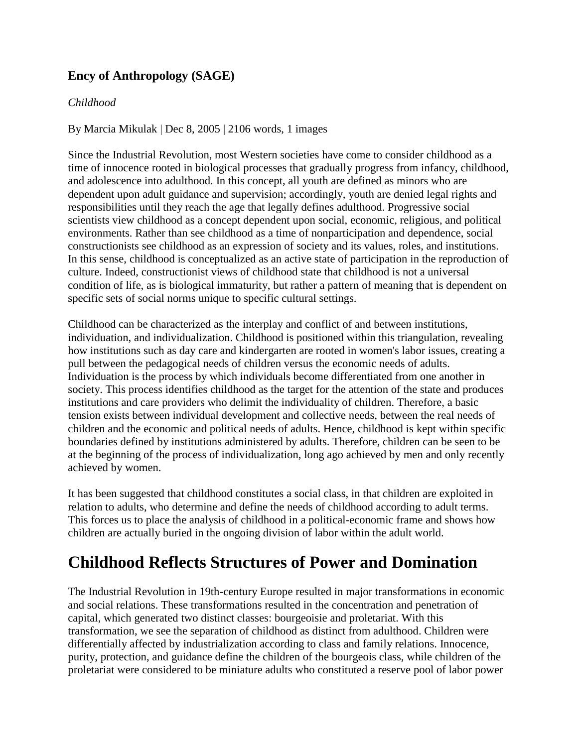**Ency of Anthropology (SAGE)**

*Childhood*

By Marcia Mikulak | Dec 8, 2005 | 2106 words, 1 images

Since the Industrial Revolution, most Western societies have come to consider childhood as a time of innocence rooted in biological processes that gradually progress from infancy, childhood, and adolescence into adulthood. In this concept, all youth are defined as minors who are dependent upon adult guidance and supervision; accordingly, youth are denied legal rights and responsibilities until they reach the age that legally defines adulthood. Progressive social scientists view childhood as a concept dependent upon social, economic, religious, and political environments. Rather than see childhood as a time of nonparticipation and dependence, social constructionists see childhood as an expression of society and its values, roles, and institutions. In this sense, childhood is conceptualized as an active state of participation in the reproduction of culture. Indeed, constructionist views of childhood state that childhood is not a universal condition of life, as is biological immaturity, but rather a pattern of meaning that is dependent on specific sets of social norms unique to specific cultural settings.

Childhood can be characterized as the interplay and conflict of and between institutions, individuation, and individualization. Childhood is positioned within this triangulation, revealing how institutions such as day care and kindergarten are rooted in women's labor issues, creating a pull between the pedagogical needs of children versus the economic needs of adults. Individuation is the process by which individuals become differentiated from one another in society. This process identifies childhood as the target for the attention of the state and produces institutions and care providers who delimit the individuality of children. Therefore, a basic tension exists between individual development and collective needs, between the real needs of children and the economic and political needs of adults. Hence, childhood is kept within specific boundaries defined by institutions administered by adults. Therefore, children can be seen to be at the beginning of the process of individualization, long ago achieved by men and only recently achieved by women.

It has been suggested that childhood constitutes a social class, in that children are exploited in relation to adults, who determine and define the needs of childhood according to adult terms. This forces us to place the analysis of childhood in a political-economic frame and shows how children are actually buried in the ongoing division of labor within the adult world.

# Childhood Reflects Structures of Power and Domination

The Industrial Revolution in 19th-century Europe resulted in major transformations in economic and social relations. These transformations resulted in the concentration and penetration of capital, which generated two distinct classes: bourgeoisie and proletariat. With this transformation, we see the separation of childhood as distinct from adulthood. Children were differentially affected by industrialization according to class and family relations. Innocence, purity, protection, and guidance define the children of the bourgeois class, while children of the proletariat were considered to be miniature adults who constituted a reserve pool of labor power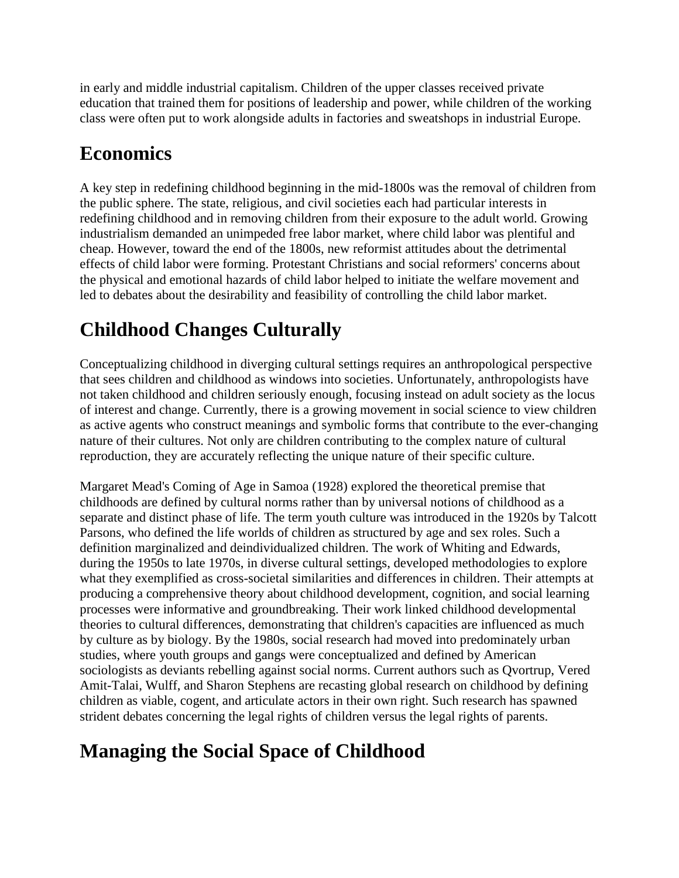in early and middle industrial capitalism. Children of the upper classes received private education that trained them for positions of leadership and power, while children of the working class were often put to work alongside adults in factories and sweatshops in industrial Europe.

## Economics

A key step in redefining childhood beginning in the mid-1800s was the removal of children from the public sphere. The state, religious, and civil societies each had particular interests in redefining childhood and in removing children from their exposure to the adult world. Growing industrialism demanded an unimpeded free labor market, where child labor was plentiful and cheap. However, toward the end of the 1800s, new reformist attitudes about the detrimental effects of child labor were forming. Protestant Christians and social reformers' concerns about the physical and emotional hazards of child labor helped to initiate the welfare movement and led to debates about the desirability and feasibility of controlling the child labor market.

## Childhood Changes Culturally

Conceptualizing childhood in diverging cultural settings requires an anthropological perspective that sees children and childhood as windows into societies. Unfortunately, anthropologists have not taken childhood and children seriously enough, focusing instead on adult society as the locus of interest and change. Currently, there is a growing movement in social science to view children as active agents who construct meanings and symbolic forms that contribute to the ever-changing nature of their cultures. Not only are children contributing to the complex nature of cultural reproduction, they are accurately reflecting the unique nature of their specific culture.

Margaret Mead's Coming of Age in Samoa (1928) explored the theoretical premise that childhoods are defined by cultural norms rather than by universal notions of childhood as a separate and distinct phase of life. The term youth culture was introduced in the 1920s by Talcott Parsons, who defined the life worlds of children as structured by age and sex roles. Such a definition marginalized and deindividualized children. The work of Whiting and Edwards, during the 1950s to late 1970s, in diverse cultural settings, developed methodologies to explore what they exemplified as cross-societal similarities and differences in children. Their attempts at producing a comprehensive theory about childhood development, cognition, and social learning processes were informative and groundbreaking. Their work linked childhood developmental theories to cultural differences, demonstrating that children's capacities are influenced as much by culture as by biology. By the 1980s, social research had moved into predominately urban studies, where youth groups and gangs were conceptualized and defined by American sociologists as deviants rebelling against social norms. Current authors such as Qvortrup, Vered Amit-Talai, Wulff, and Sharon Stephens are recasting global research on childhood by defining children as viable, cogent, and articulate actors in their own right. Such research has spawned strident debates concerning the legal rights of children versus the legal rights of parents.

## Managing the Social Space of Childhood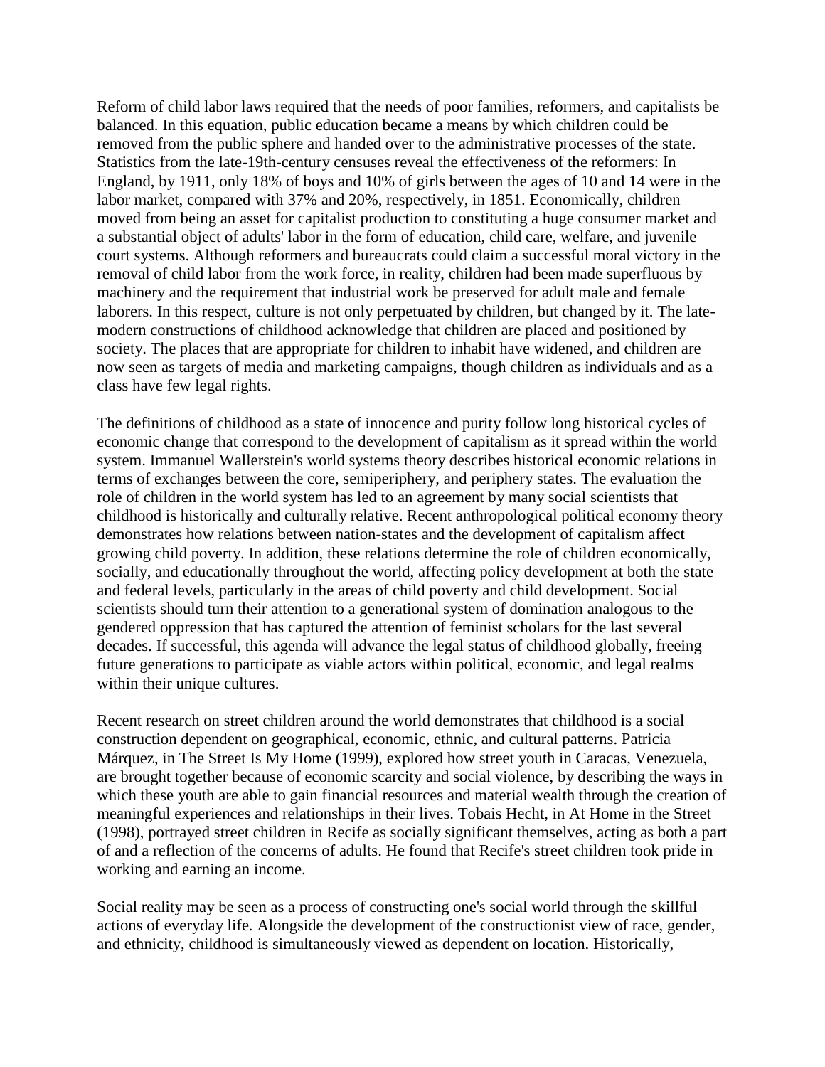Reform of child labor laws required that the needs of poor families, reformers, and capitalists be balanced. In this equation, public education became a means by which children could be removed from the public sphere and handed over to the administrative processes of the state. Statistics from the late-19th-century censuses reveal the effectiveness of the reformers: In England, by 1911, only 18% of boys and 10% of girls between the ages of 10 and 14 were in the labor market, compared with 37% and 20%, respectively, in 1851. Economically, children moved from being an asset for capitalist production to constituting a huge consumer market and a substantial object of adults' labor in the form of education, child care, welfare, and juvenile court systems. Although reformers and bureaucrats could claim a successful moral victory in the removal of child labor from the work force, in reality, children had been made superfluous by machinery and the requirement that industrial work be preserved for adult male and female laborers. In this respect, culture is not only perpetuated by children, but changed by it. The late-modern constructions of childhood acknowledge that children are placed and positioned by society. The places that are appropriate for children to inhabit have widened, and children are now seen as targets of media and marketing campaigns, though children as individuals and as a class have few legal rights.

The definitions of childhood as a state of innocence and purity follow long historical cycles of economic change that correspond to the development of capitalism as it spread within the world system. Immanuel Wallerstein's world systems theory describes historical economic relations in terms of exchanges between the core, semiperiphery, and periphery states. The evaluation the role of children in the world system has led to an agreement by many social scientists that childhood is historically and culturally relative. Recent anthropological political economy theory demonstrates how relations between nation-states and the development of capitalism affect growing child poverty. In addition, these relations determine the role of children economically, socially, and educationally throughout the world, affecting policy development at both the state and federal levels, particularly in the areas of child poverty and child development. Social scientists should turn their attention to a generational system of domination analogous to the gendered oppression that has captured the attention of feminist scholars for the last several decades. If successful, this agenda will advance the legal status of childhood globally, freeing future generations to participate as viable actors within political, economic, and legal realms within their unique cultures.

Recent research on street children around the world demonstrates that childhood is a social construction dependent on geographical, economic, ethnic, and cultural patterns. Patricia Márquez, in The Street Is My Home (1999), explored how street youth in Caracas, Venezuela, are brought together because of economic scarcity and social violence, by describing the ways in which these youth are able to gain financial resources and material wealth through the creation of meaningful experiences and relationships in their lives. Tobais Hecht, in At Home in the Street (1998), portrayed street children in Recife as socially significant themselves, acting as both a part of and a reflection of the concerns of adults. He found that Recife's street children took pride in working and earning an income.

Social reality may be seen as a process of constructing one's social world through the skillful actions of everyday life. Alongside the development of the constructionist view of race, gender, and ethnicity, childhood is simultaneously viewed as dependent on location. Historically,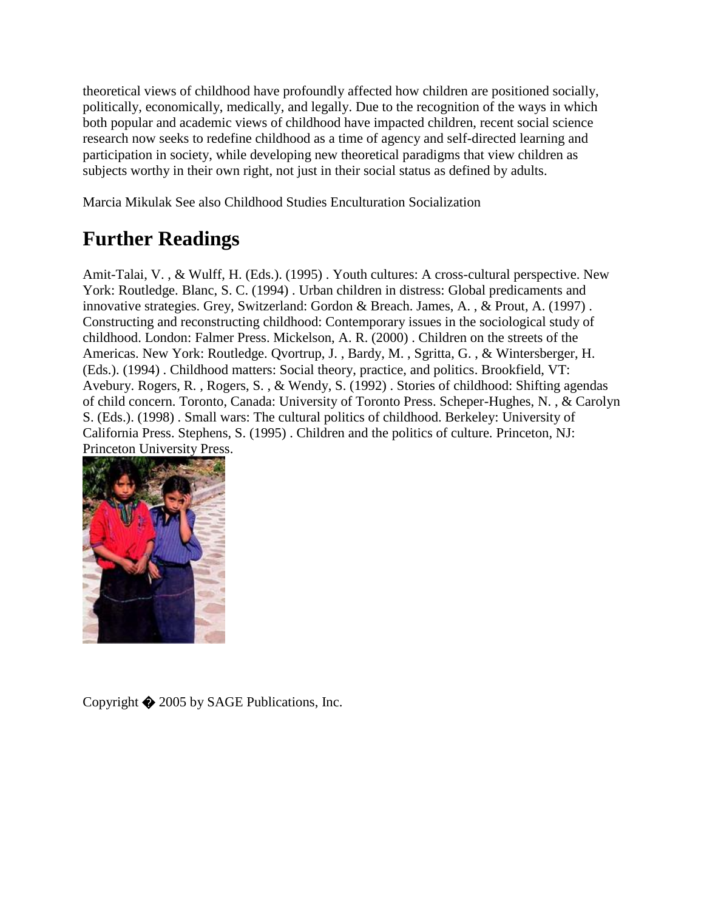theoretical views of childhood have profoundly affected how children are positioned socially, politically, economically, medically, and legally. Due to the recognition of the ways in which both popular and academic views of childhood have impacted children, recent social science research now seeks to redefine childhood as a time of agency and self-directed learning and participation in society, while developing new theoretical paradigms that view children as subjects worthy in their own right, not just in their social status as defined by adults.

Marcia Mikulak See also Childhood Studies Enculturation Socialization

## Further Readings

Amit-Talai, V. , & Wulff, H. (Eds.). (1995) . Youth cultures: A cross-cultural perspective. New York: Routledge. Blanc, S. C. (1994) . Urban children in distress: Global predicaments and innovative strategies. Grey, Switzerland: Gordon & Breach. James, A. , & Prout, A. (1997) . Constructing and reconstructing childhood: Contemporary issues in the sociological study of childhood. London: Falmer Press. Mickelson, A. R. (2000) . Children on the streets of the Americas. New York: Routledge. Qvortrup, J. , Bardy, M. , Sgritta, G. , & Wintersberger, H. (Eds.). (1994) . Childhood matters: Social theory, practice, and politics. Brookfield, VT: Avebury. Rogers, R. , Rogers, S. , & Wendy, S. (1992) . Stories of childhood: Shifting agendas of child concern. Toronto, Canada: University of Toronto Press. Scheper-Hughes, N. , & Carolyn S. (Eds.). (1998) . Small wars: The cultural politics of childhood. Berkeley: University of California Press. Stephens, S. (1995) . Children and the politics of culture. Princeton, NJ: Princeton University Press.

Copyright � 2005 by SAGE Publications, Inc.